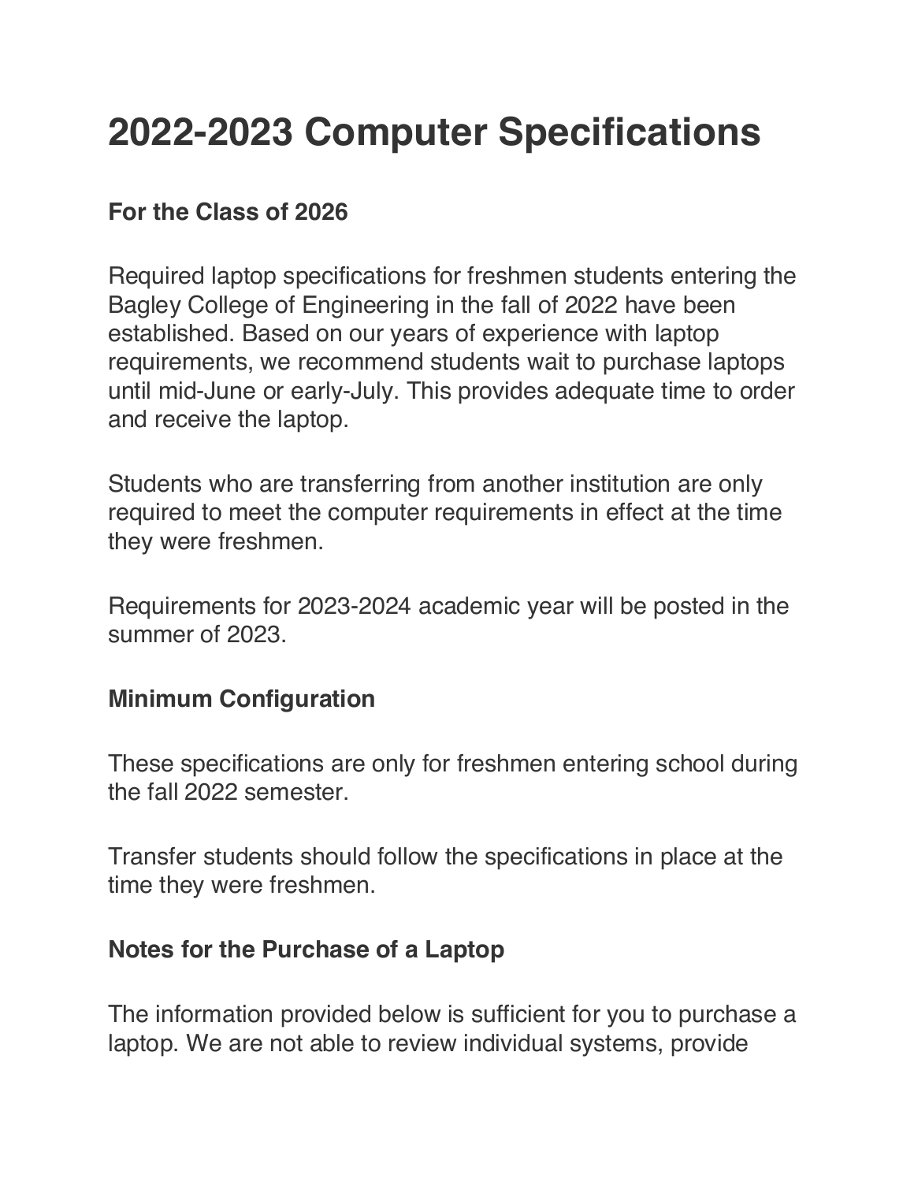# 2022-2023 Computer Specifications

### For the Class of 2026

Required laptop specifications for freshmen students entering the Bagley College of Engineering in the fall of 2022 have been established. Based on our years of experience with laptop requirements, we recommend students wait to purchase laptops until mid-June or early-July. This provides adequate time to order and receive the laptop.

Students who are transferring from another institution are only required to meet the computer requirements in effect at the time they were freshmen.

Requirements for 2023-2024 academic year will be posted in the summer of 2023.

### Minimum Configuration

These specifications are only for freshmen entering school during the fall 2022 semester.

Transfer students should follow the specifications in place at the time they were freshmen.

### Notes for the Purchase of a Laptop

The information provided below is sufficient for you to purchase a laptop. We are not able to review individual systems, provide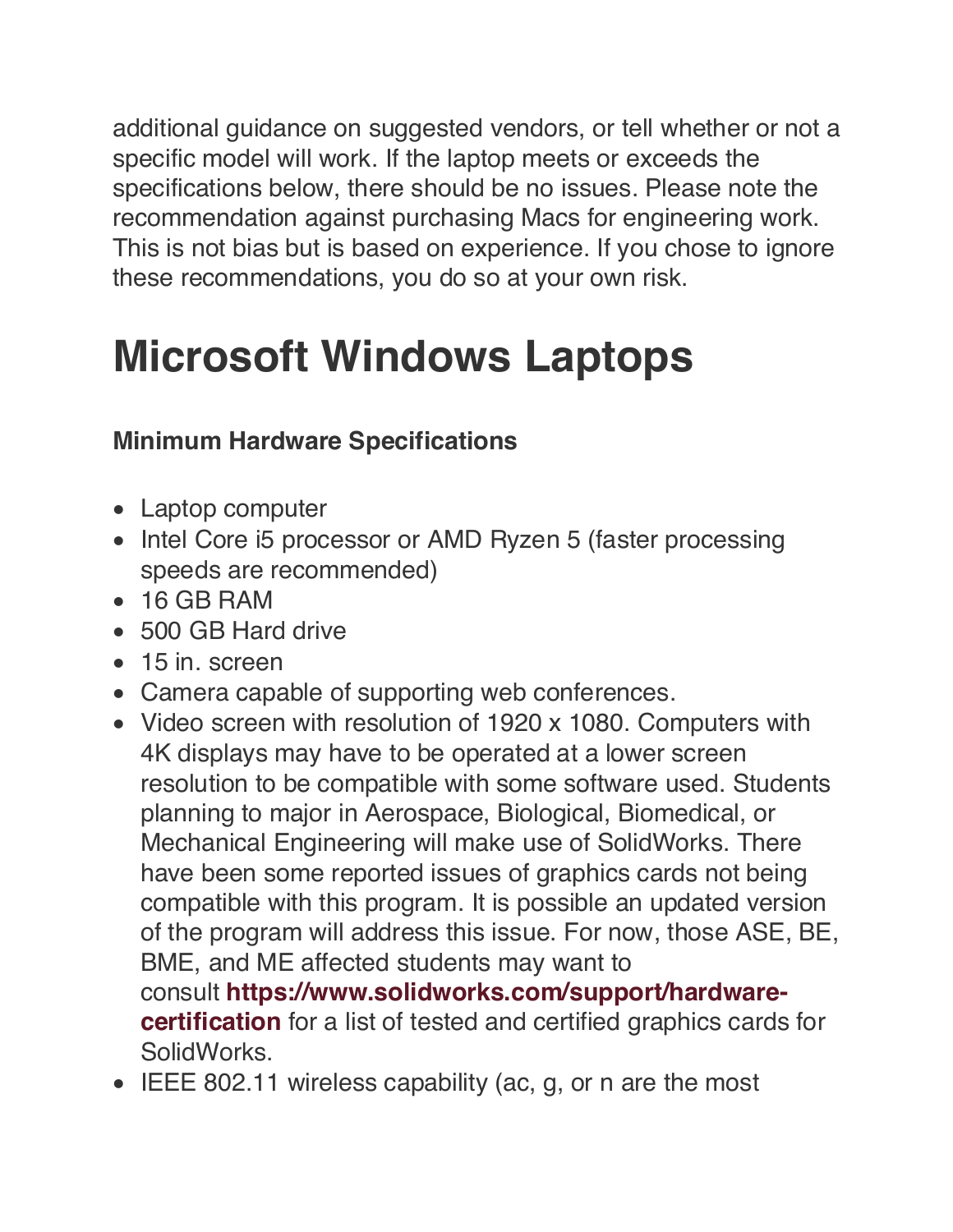additional guidance on suggested vendors, or tell whether or not a specific model will work. If the laptop meets or exceeds the specifications below, there should be no issues. Please note the recommendation against purchasing Macs for engineering work. This is not bias but is based on experience. If you chose to ignore these recommendations, you do so at your own risk.

# Microsoft Windows Laptops

### Minimum Hardware Specifications

- Laptop computer
- Intel Core i5 processor or AMD Ryzen 5 (faster processing speeds are recommended)
- 16 GB RAM
- 500 GB Hard drive
- 15 in. screen
- Camera capable of supporting web conferences.
- Video screen with resolution of 1920 x 1080. Computers with 4K displays may have to be operated at a lower screen resolution to be compatible with some software used. Students planning to major in Aerospace, Biological, Biomedical, or Mechanical Engineering will make use of SolidWorks. There have been some reported issues of graphics cards not being compatible with this program. It is possible an updated version of the program will address this issue. For now, those ASE, BE, BME, and ME affected students may want to consult **https://www.solidworks.com/support/hardware-certification** for a list of tested and certified graphics cards for SolidWorks.
- IEEE 802.11 wireless capability (ac, g, or n are the most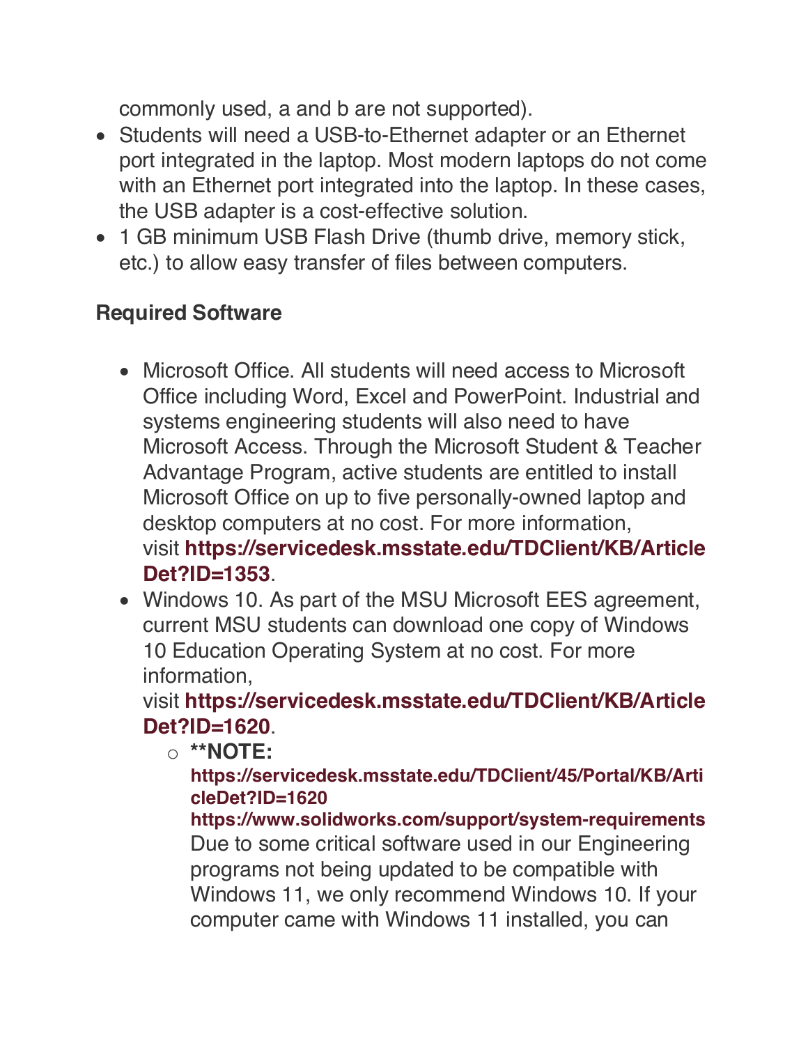commonly used, a and b are not supported).

- Students will need a USB-to-Ethernet adapter or an Ethernet port integrated in the laptop. Most modern laptops do not come with an Ethernet port integrated into the laptop. In these cases, the USB adapter is a cost-effective solution.
- 1 GB minimum USB Flash Drive (thumb drive, memory stick, etc.) to allow easy transfer of files between computers.

**Required Software**

- Microsoft Office. All students will need access to Microsoft Office including Word, Excel and PowerPoint. Industrial and systems engineering students will also need to have Microsoft Access. Through the Microsoft Student & Teacher Advantage Program, active students are entitled to install Microsoft Office on up to five personally-owned laptop and desktop computers at no cost. For more information, visit **https://servicedesk.msstate.edu/TDClient/KB/ArticleDet?ID=1353**.
- Windows 10. As part of the MSU Microsoft EES agreement, current MSU students can download one copy of Windows 10 Education Operating System at no cost. For more information, visit **https://servicedesk.msstate.edu/TDClient/KB/ArticleDet?ID=1620**.
  - **\*\*NOTE:** **https://servicedesk.msstate.edu/TDClient/45/Portal/KB/ArticleDet?ID=1620** **https://www.solidworks.com/support/system-requirements** Due to some critical software used in our Engineering programs not being updated to be compatible with Windows 11, we only recommend Windows 10. If your computer came with Windows 11 installed, you can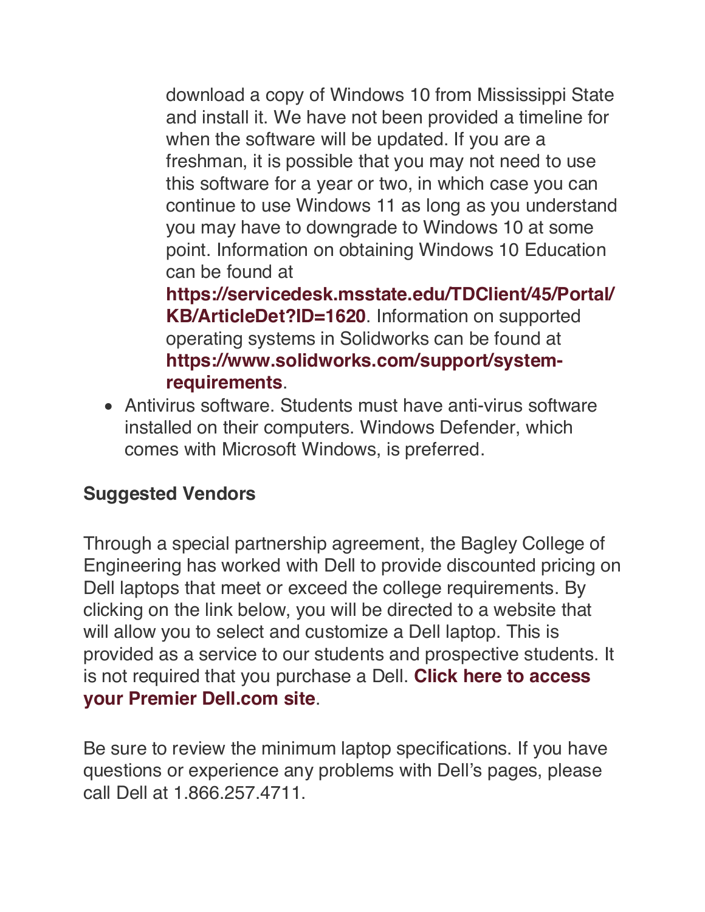download a copy of Windows 10 from Mississippi State and install it. We have not been provided a timeline for when the software will be updated. If you are a freshman, it is possible that you may not need to use this software for a year or two, in which case you can continue to use Windows 11 as long as you understand you may have to downgrade to Windows 10 at some point. Information on obtaining Windows 10 Education can be found at **https://servicedesk.msstate.edu/TDClient/45/Portal/KB/ArticleDet?ID=1620**. Information on supported operating systems in Solidworks can be found at **https://www.solidworks.com/support/system-requirements**.

- Antivirus software. Students must have anti-virus software installed on their computers. Windows Defender, which comes with Microsoft Windows, is preferred.

**Suggested Vendors**

Through a special partnership agreement, the Bagley College of Engineering has worked with Dell to provide discounted pricing on Dell laptops that meet or exceed the college requirements. By clicking on the link below, you will be directed to a website that will allow you to select and customize a Dell laptop. This is provided as a service to our students and prospective students. It is not required that you purchase a Dell. **Click here to access your Premier Dell.com site**.

Be sure to review the minimum laptop specifications. If you have questions or experience any problems with Dell's pages, please call Dell at 1.866.257.4711.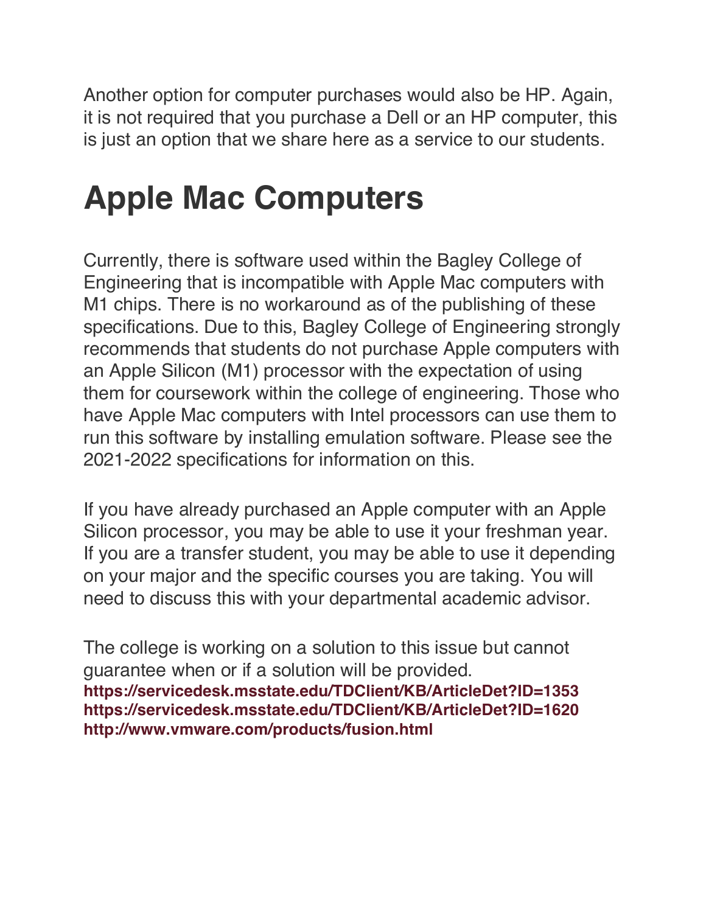Another option for computer purchases would also be HP. Again, it is not required that you purchase a Dell or an HP computer, this is just an option that we share here as a service to our students.

# Apple Mac Computers

Currently, there is software used within the Bagley College of Engineering that is incompatible with Apple Mac computers with M1 chips. There is no workaround as of the publishing of these specifications. Due to this, Bagley College of Engineering strongly recommends that students do not purchase Apple computers with an Apple Silicon (M1) processor with the expectation of using them for coursework within the college of engineering. Those who have Apple Mac computers with Intel processors can use them to run this software by installing emulation software. Please see the 2021-2022 specifications for information on this.

If you have already purchased an Apple computer with an Apple Silicon processor, you may be able to use it your freshman year. If you are a transfer student, you may be able to use it depending on your major and the specific courses you are taking. You will need to discuss this with your departmental academic advisor.

The college is working on a solution to this issue but cannot guarantee when or if a solution will be provided.
**https://servicedesk.msstate.edu/TDClient/KB/ArticleDet?ID=1353**
**https://servicedesk.msstate.edu/TDClient/KB/ArticleDet?ID=1620**
**http://www.vmware.com/products/fusion.html**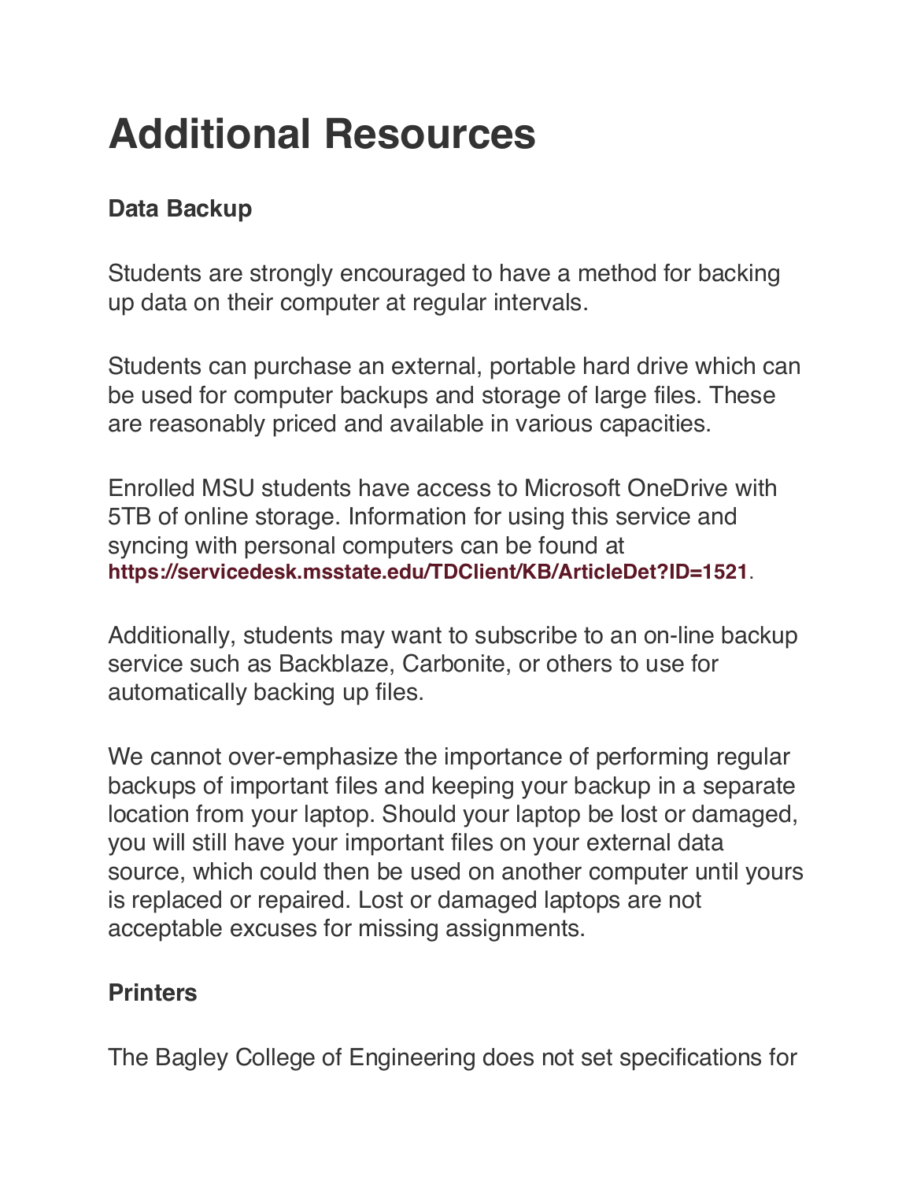# Additional Resources

**Data Backup**

Students are strongly encouraged to have a method for backing up data on their computer at regular intervals.

Students can purchase an external, portable hard drive which can be used for computer backups and storage of large files. These are reasonably priced and available in various capacities.

Enrolled MSU students have access to Microsoft OneDrive with 5TB of online storage. Information for using this service and syncing with personal computers can be found at **https://servicedesk.msstate.edu/TDClient/KB/ArticleDet?ID=1521**.

Additionally, students may want to subscribe to an on-line backup service such as Backblaze, Carbonite, or others to use for automatically backing up files.

We cannot over-emphasize the importance of performing regular backups of important files and keeping your backup in a separate location from your laptop. Should your laptop be lost or damaged, you will still have your important files on your external data source, which could then be used on another computer until yours is replaced or repaired. Lost or damaged laptops are not acceptable excuses for missing assignments.

**Printers**

The Bagley College of Engineering does not set specifications for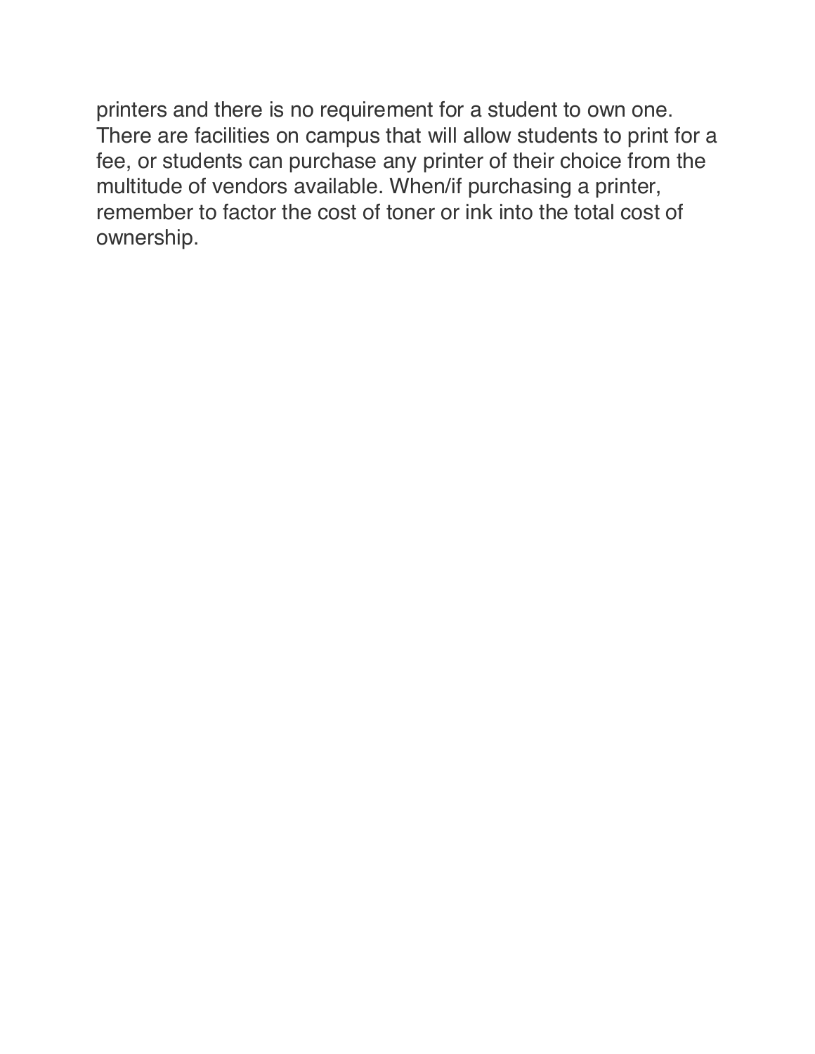printers and there is no requirement for a student to own one. There are facilities on campus that will allow students to print for a fee, or students can purchase any printer of their choice from the multitude of vendors available. When/if purchasing a printer, remember to factor the cost of toner or ink into the total cost of ownership.